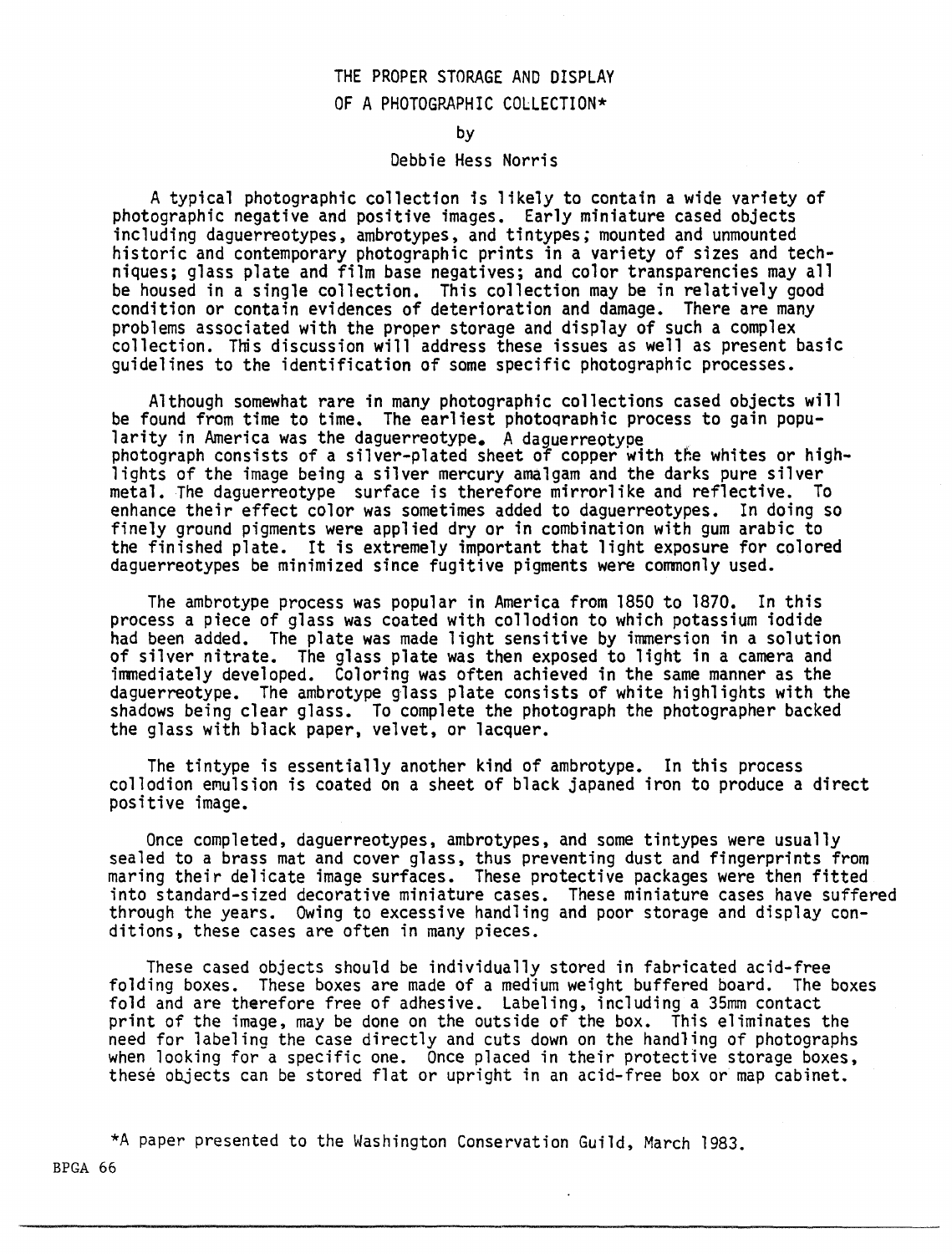# THE PROPER STORAGE AND DISPLAY OF A PHOTOGRAPHIC COLLECTION*

by

Debbie Hess Norris

A typical photographic collection is likely to contain a wide variety of photographic negative and positive images. Early miniature cased objects including daguerreotypes, ambrotypes, and tintypes; mounted and unmounted historic and contemporary photographic prints in a variety of sizes and techniques; glass plate and film base negatives; and color transparencies may all be housed in a single collection. This collection may be in relatively good condition or contain evidences of deterioration and damage. There are many problems associated with the proper storage and display of such a complex collection. This discussion will address these issues as well as present basic guidelines to the identification of some specific photographic processes.

Although somewhat rare in many photographic collections cased objects will be found from time to time. The earliest photographic process to gain popularity in America was the daguerreotype. A daguerreotype photograph consists of a silver-plated sheet of copper with the whites or highlights of the image being a silver mercury amalgam and the darks pure silver metal. The daguerreotype surface is therefore mirrorlike and reflective. To enhance their effect color was sometimes added to daguerreotypes. In doing so finely ground pigments were applied dry or in combination with gum arabic to the finished plate. It is extremely important that light exposure for colored daguerreotypes be minimized since fugitive pigments were commonly used.

The ambrotype process was popular in America from 1850 to 1870. In this process a piece of glass was coated with collodion to which potassium iodide had been added. The plate was made light sensitive by immersion in a solution of silver nitrate. The glass plate was then exposed to light in a camera and immediately developed. Coloring was often achieved in the same manner as the daguerreotype. The ambrotype glass plate consists of white highlights with the shadows being clear glass. To complete the photograph the photographer backed the glass with black paper, velvet, or lacquer.

The tintype is essentially another kind of ambrotype. In this process collodion emulsion is coated on a sheet of black japaned iron to produce a direct positive image.

Once completed, daguerreotypes, ambrotypes, and some tintypes were usually sealed to a brass mat and cover glass, thus preventing dust and fingerprints from maring their delicate image surfaces. These protective packages were then fitted into standard-sized decorative miniature cases. These miniature cases have suffered through the years. Owing to excessive handling and poor storage and display conditions, these cases are often in many pieces.

These cased objects should be individually stored in fabricated acid-free folding boxes. These boxes are made of a medium weight buffered board. The boxes fold and are therefore free of adhesive. Labeling, including a 35mm contact print of the image, may be done on the outside of the box. This eliminates the need for labeling the case directly and cuts down on the handling of photographs when looking for a specific one. Once placed in their protective storage boxes, these objects can be stored flat or upright in an acid-free box or map cabinet.

*A paper presented to the Washington Conservation Guild, March 1983.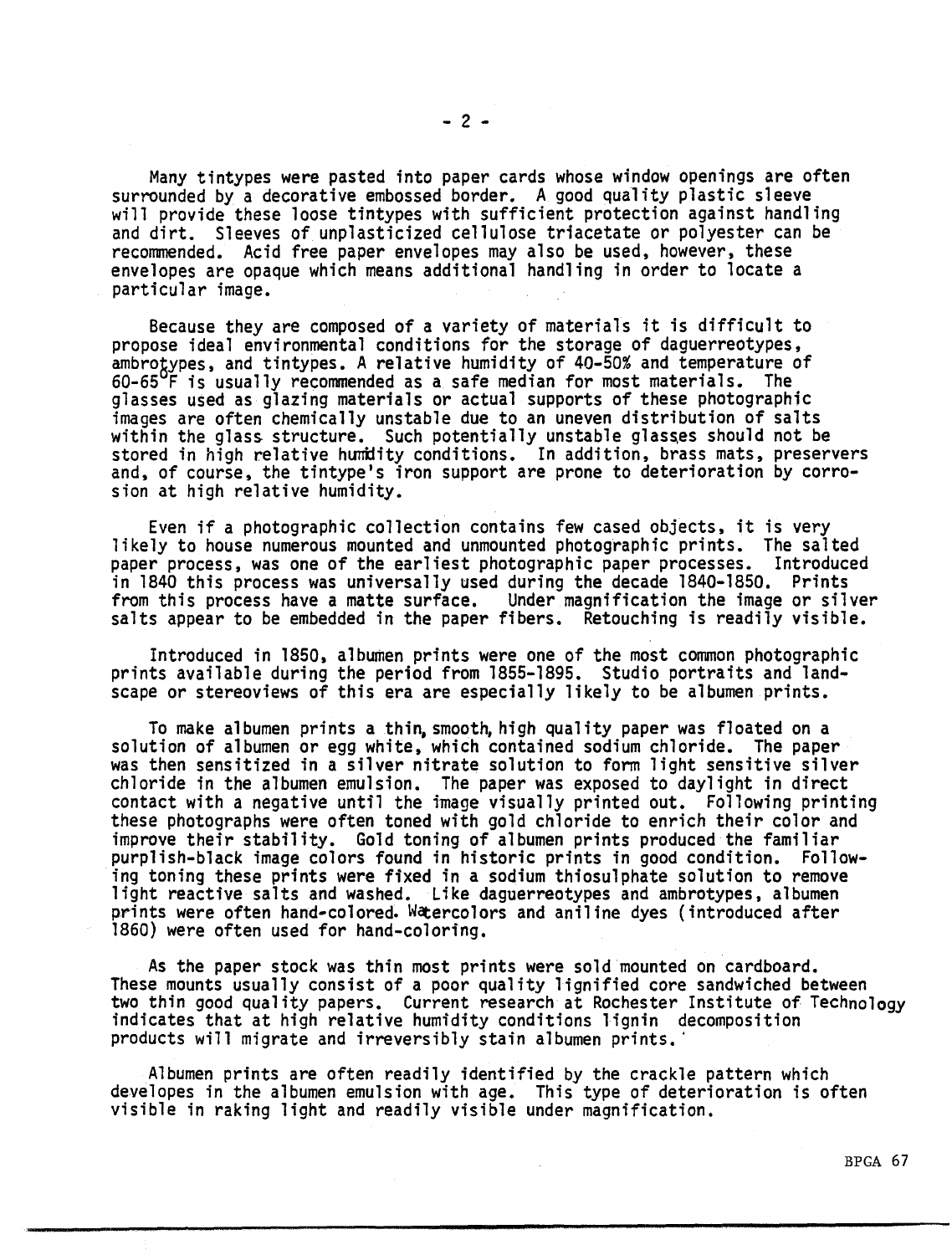Many tintypes were pasted into paper cards whose window openings are often surrounded by a decorative embossed border. A good quality plastic sleeve will provide these loose tintypes with sufficient protection against handling and dirt. Sleeves of unplasticized cellulose triacetate or polyester can be recommended. Acid free paper envelopes may also be used, however, these envelopes are opaque which means additional handling in order to locate a particular image.

Because they are composed of a variety of materials it is difficult to propose ideal environmental conditions for the storage of daguerreotypes, ambrotypes, and tintypes. A relative humidity of 40-50% and temperature of 60-65°F is usually recommended as a safe median for most materials. The glasses used as glazing materials or actual supports of these photographic images are often chemically unstable due to an uneven distribution of salts within the glass structure. Such potentially unstable glasses should not be stored in high relative humidity conditions. In addition, brass mats, preservers and, of course, the tintype's iron support are prone to deterioration by corrosion at high relative humidity.

Even if a photographic collection contains few cased objects, it is very likely to house numerous mounted and unmounted photographic prints. The salted paper process, was one of the earliest photographic paper processes. Introduced in 1840 this process was universally used during the decade 1840-1850. Prints from this process have a matte surface. Under magnification the image or silver salts appear to be embedded in the paper fibers. Retouching is readily visible.

Introduced in 1850, albumen prints were one of the most common photographic prints available during the period from 1855-1895. Studio portraits and landscape or stereoviews of this era are especially likely to be albumen prints.

To make albumen prints a thin, smooth, high quality paper was floated on a solution of albumen or egg white, which contained sodium chloride. The paper was then sensitized in a silver nitrate solution to form light sensitive silver chloride in the albumen emulsion. The paper was exposed to daylight in direct contact with a negative until the image visually printed out. Following printing these photographs were often toned with gold chloride to enrich their color and improve their stability. Gold toning of albumen prints produced the familiar purplish-black image colors found in historic prints in good condition. Following toning these prints were fixed in a sodium thiosulphate solution to remove light reactive salts and washed. Like daguerreotypes and ambrotypes, albumen prints were often hand-colored. Watercolors and aniline dyes (introduced after 1860) were often used for hand-coloring.

As the paper stock was thin most prints were sold mounted on cardboard. These mounts usually consist of a poor quality lignified core sandwiched between two thin good quality papers. Current research at Rochester Institute of Technology indicates that at high relative humidity conditions lignin decomposition products will migrate and irreversibly stain albumen prints.

Albumen prints are often readily identified by the crackle pattern which developes in the albumen emulsion with age. This type of deterioration is often visible in raking light and readily visible under magnification.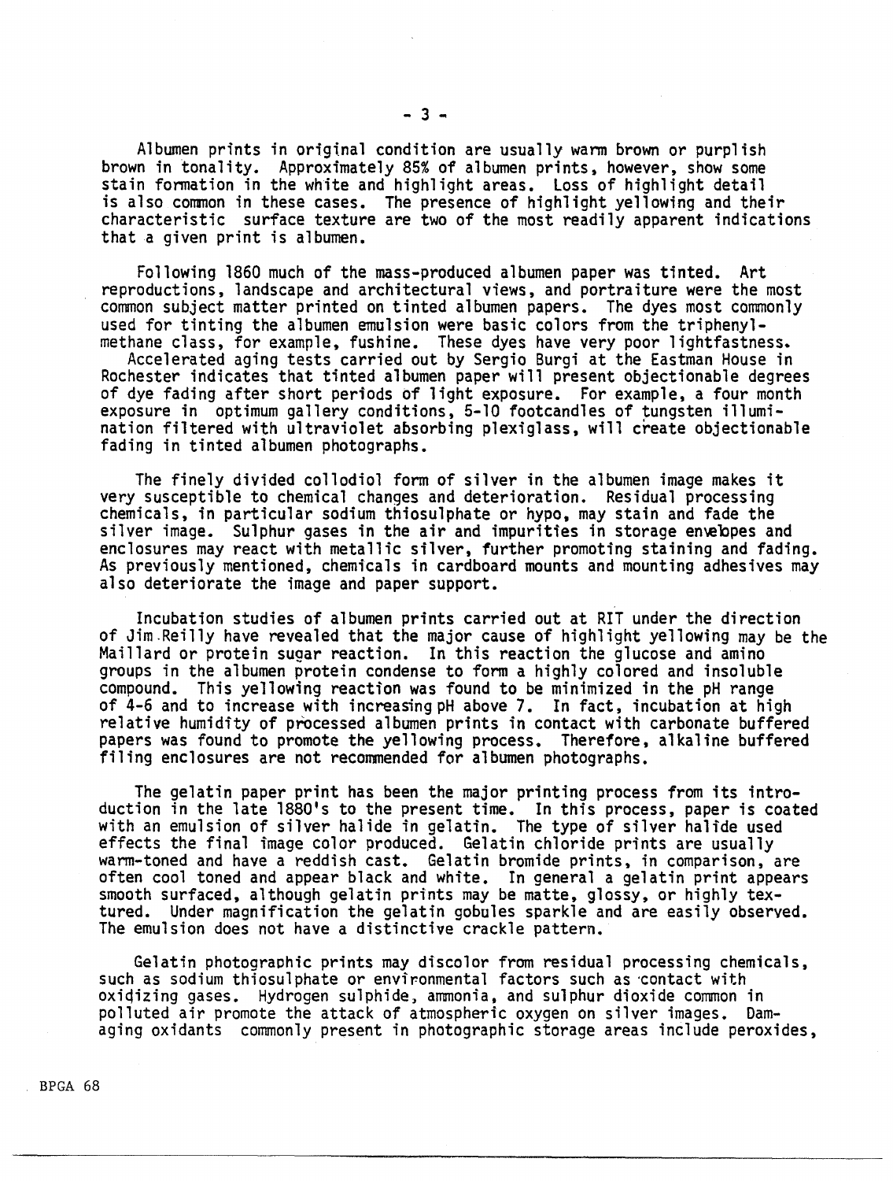Albumen prints in original condition are usually warm brown or purplish brown in tonality. Approximately 85% of albumen prints, however, show some stain formation in the white and highlight areas. Loss of highlight detail is also common in these cases. The presence of highlight yellowing and their characteristic surface texture are two of the most readily apparent indications that a given print is albumen.

Following 1860 much of the mass-produced albumen paper was tinted. Art reproductions, landscape and architectural views, and portraiture were the most common subject matter printed on tinted albumen papers. The dyes most commonly used for tinting the albumen emulsion were basic colors from the triphenylmethane class, for example, fushine. These dyes have very poor lightfastness. Accelerated aging tests carried out by Sergio Burgi at the Eastman House in Rochester indicates that tinted albumen paper will present objectionable degrees of dye fading after short periods of light exposure. For example, a four month exposure in optimum gallery conditions, 5-10 footcandles of tungsten illumination filtered with ultraviolet absorbing plexiglass, will create objectionable fading in tinted albumen photographs.

The finely divided collodiol form of silver in the albumen image makes it very susceptible to chemical changes and deterioration. Residual processing chemicals, in particular sodium thiosulphate or hypo, may stain and fade the silver image. Sulphur gases in the air and impurities in storage envelopes and enclosures may react with metallic silver, further promoting staining and fading. As previously mentioned, chemicals in cardboard mounts and mounting adhesives may also deteriorate the image and paper support.

Incubation studies of albumen prints carried out at RIT under the direction of Jim Reilly have revealed that the major cause of highlight yellowing may be the Maillard or protein sugar reaction. In this reaction the glucose and amino groups in the albumen protein condense to form a highly colored and insoluble compound. This yellowing reaction was found to be minimized in the pH range of 4-6 and to increase with increasing pH above 7. In fact, incubation at high relative humidity of processed albumen prints in contact with carbonate buffered papers was found to promote the yellowing process. Therefore, alkaline buffered filing enclosures are not recommended for albumen photographs.

The gelatin paper print has been the major printing process from its introduction in the late 1880's to the present time. In this process, paper is coated with an emulsion of silver halide in gelatin. The type of silver halide used effects the final image color produced. Gelatin chloride prints are usually warm-toned and have a reddish cast. Gelatin bromide prints, in comparison, are often cool toned and appear black and white. In general a gelatin print appears smooth surfaced, although gelatin prints may be matte, glossy, or highly textured. Under magnification the gelatin gobules sparkle and are easily observed. The emulsion does not have a distinctive crackle pattern.

Gelatin photographic prints may discolor from residual processing chemicals, such as sodium thiosulphate or environmental factors such as contact with oxidizing gases. Hydrogen sulphide, ammonia, and sulphur dioxide common in polluted air promote the attack of atmospheric oxygen on silver images. Damaging oxidants commonly present in photographic storage areas include peroxides,

BPGA 68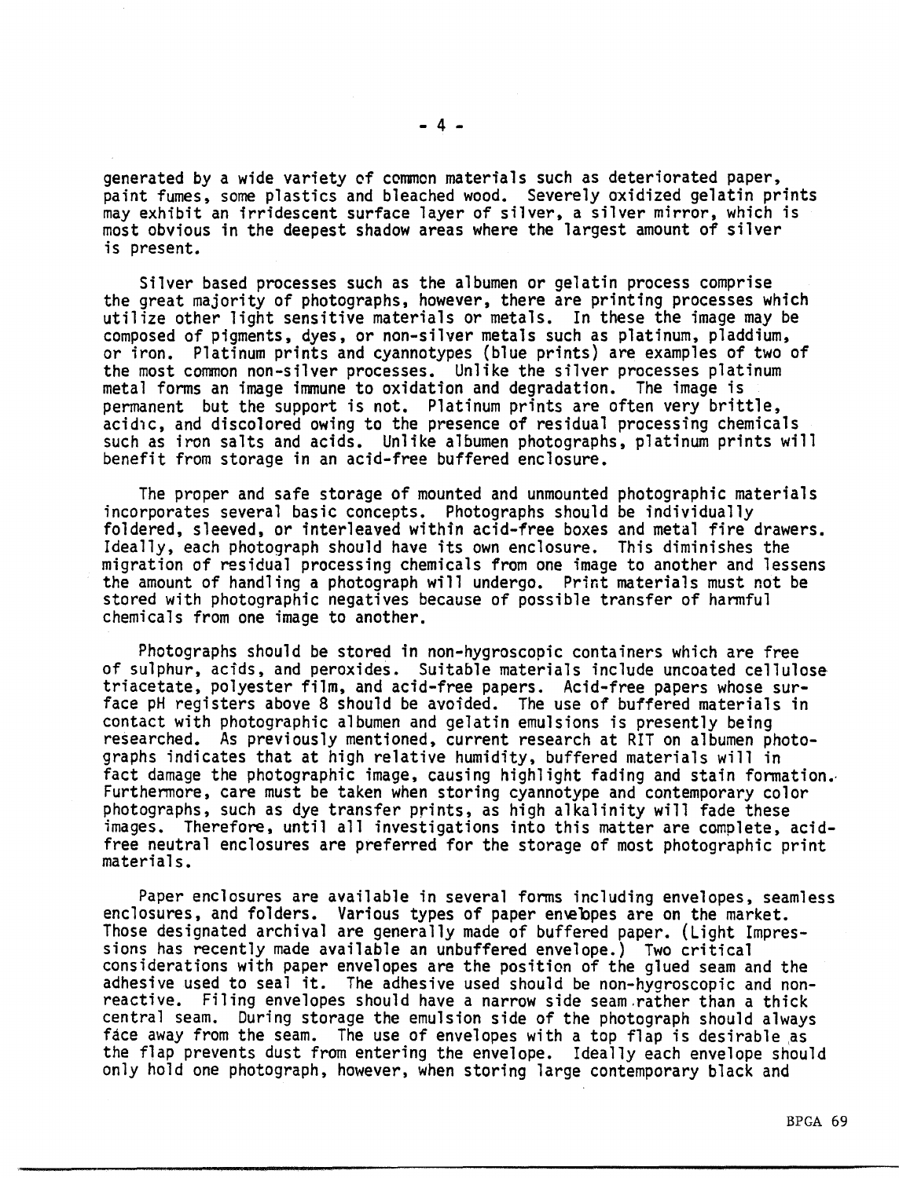generated by a wide variety of common materials such as deteriorated paper, paint fumes, some plastics and bleached wood. Severely oxidized gelatin prints may exhibit an irridescent surface layer of silver, a silver mirror, which is most obvious in the deepest shadow areas where the largest amount of silver is present.

Silver based processes such as the albumen or gelatin process comprise the great majority of photographs, however, there are printing processes which utilize other light sensitive materials or metals. In these the image may be composed of pigments, dyes, or non-silver metals such as platinum, pladdium, or iron. Platinum prints and cyannotypes (blue prints) are examples of two of the most common non-silver processes. Unlike the silver processes platinum metal forms an image immune to oxidation and degradation. The image is permanent but the support is not. Platinum prints are often very brittle, acidic, and discolored owing to the presence of residual processing chemicals such as iron salts and acids. Unlike albumen photographs, platinum prints will benefit from storage in an acid-free buffered enclosure.

The proper and safe storage of mounted and unmounted photographic materials incorporates several basic concepts. Photographs should be individually foldered, sleeved, or interleaved within acid-free boxes and metal fire drawers. Ideally, each photograph should have its own enclosure. This diminishes the migration of residual processing chemicals from one image to another and lessens the amount of handling a photograph will undergo. Print materials must not be stored with photographic negatives because of possible transfer of harmful chemicals from one image to another.

Photographs should be stored in non-hygroscopic containers which are free of sulphur, acids, and peroxides. Suitable materials include uncoated cellulose triacetate, polyester film, and acid-free papers. Acid-free papers whose surface pH registers above 8 should be avoided. The use of buffered materials in contact with photographic albumen and gelatin emulsions is presently being researched. As previously mentioned, current research at RIT on albumen photographs indicates that at high relative humidity, buffered materials will in fact damage the photographic image, causing highlight fading and stain formation. Furthermore, care must be taken when storing cyannotype and contemporary color photographs, such as dye transfer prints, as high alkalinity will fade these images. Therefore, until all investigations into this matter are complete, acid-free neutral enclosures are preferred for the storage of most photographic print materials.

Paper enclosures are available in several forms including envelopes, seamless enclosures, and folders. Various types of paper envelopes are on the market. Those designated archival are generally made of buffered paper. (Light Impressions has recently made available an unbuffered envelope.) Two critical considerations with paper envelopes are the position of the glued seam and the adhesive used to seal it. The adhesive used should be non-hygroscopic and non-reactive. Filing envelopes should have a narrow side seam rather than a thick central seam. During storage the emulsion side of the photograph should always face away from the seam. The use of envelopes with a top flap is desirable as the flap prevents dust from entering the envelope. Ideally each envelope should only hold one photograph, however, when storing large contemporary black and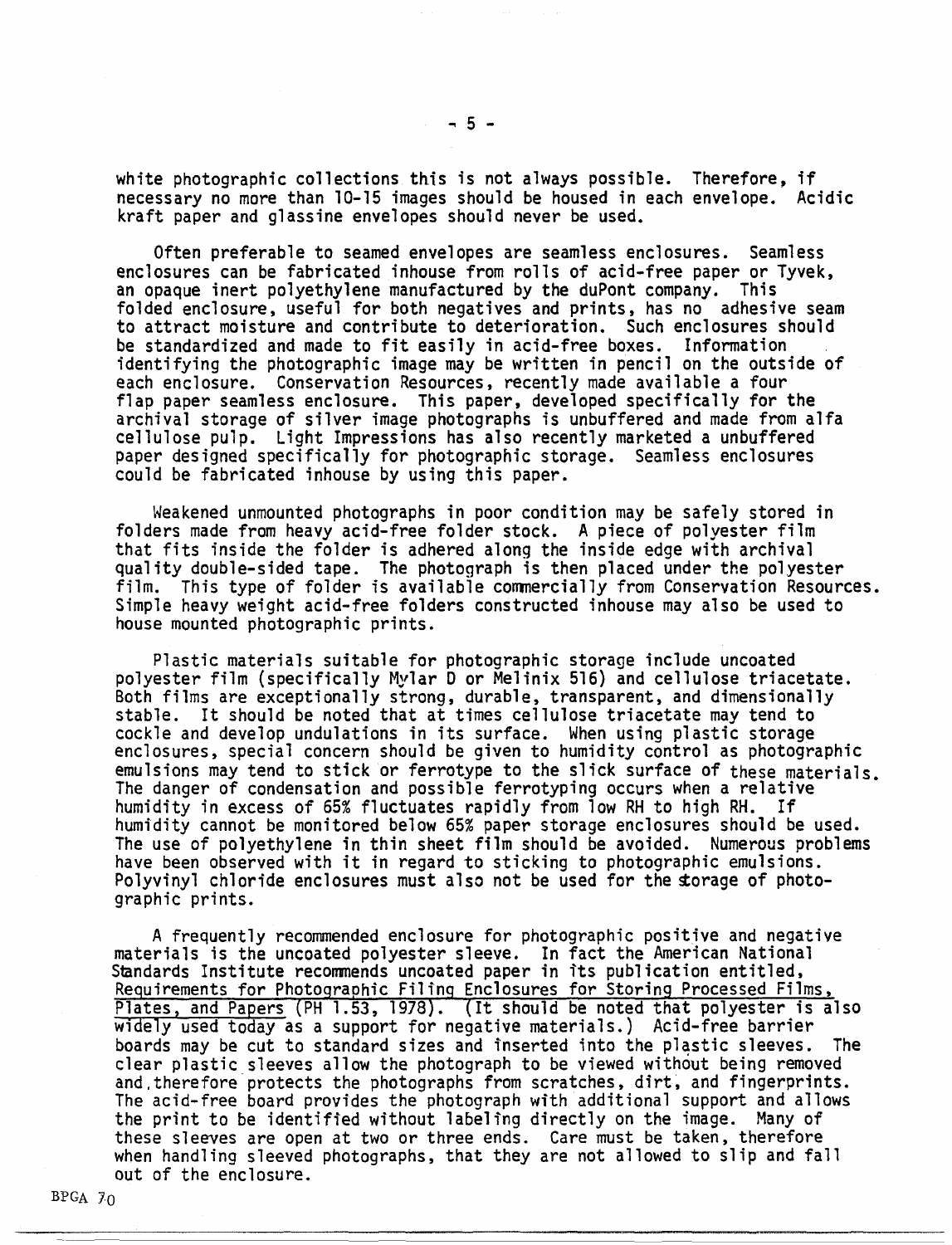white photographic collections this is not always possible. Therefore, if necessary no more than 10-15 images should be housed in each envelope. Acidic kraft paper and glassine envelopes should never be used.

Often preferable to seamed envelopes are seamless enclosures. Seamless enclosures can be fabricated inhouse from rolls of acid-free paper or Tyvek, an opaque inert polyethylene manufactured by the duPont company. This folded enclosure, useful for both negatives and prints, has no adhesive seam to attract moisture and contribute to deterioration. Such enclosures should be standardized and made to fit easily in acid-free boxes. Information identifying the photographic image may be written in pencil on the outside of each enclosure. Conservation Resources, recently made available a four flap paper seamless enclosure. This paper, developed specifically for the archival storage of silver image photographs is unbuffered and made from alfa cellulose pulp. Light Impressions has also recently marketed a unbuffered paper designed specifically for photographic storage. Seamless enclosures could be fabricated inhouse by using this paper.

Weakened unmounted photographs in poor condition may be safely stored in folders made from heavy acid-free folder stock. A piece of polyester film that fits inside the folder is adhered along the inside edge with archival quality double-sided tape. The photograph is then placed under the polyester film. This type of folder is available commercially from Conservation Resources. Simple heavy weight acid-free folders constructed inhouse may also be used to house mounted photographic prints.

Plastic materials suitable for photographic storage include uncoated polyester film (specifically Mylar D or Melinix 516) and cellulose triacetate. Both films are exceptionally strong, durable, transparent, and dimensionally stable. It should be noted that at times cellulose triacetate may tend to cockle and develop undulations in its surface. When using plastic storage enclosures, special concern should be given to humidity control as photographic emulsions may tend to stick or ferrotype to the slick surface of these materials. The danger of condensation and possible ferrotyping occurs when a relative humidity in excess of 65% fluctuates rapidly from low RH to high RH. If humidity cannot be monitored below 65% paper storage enclosures should be used. The use of polyethylene in thin sheet film should be avoided. Numerous problems have been observed with it in regard to sticking to photographic emulsions. Polyvinyl chloride enclosures must also not be used for the storage of photographic prints.

A frequently recommended enclosure for photographic positive and negative materials is the uncoated polyester sleeve. In fact the American National Standards Institute recommends uncoated paper in its publication entitled, Requirements for Photographic Filing Enclosures for Storing Processed Films, Plates, and Papers (PH 1.53, 1978). (It should be noted that polyester is also widely used today as a support for negative materials.) Acid-free barrier boards may be cut to standard sizes and inserted into the plastic sleeves. The clear plastic sleeves allow the photograph to be viewed without being removed and therefore protects the photographs from scratches, dirt, and fingerprints. The acid-free board provides the photograph with additional support and allows the print to be identified without labeling directly on the image. Many of these sleeves are open at two or three ends. Care must be taken, therefore when handling sleeved photographs, that they are not allowed to slip and fall out of the enclosure.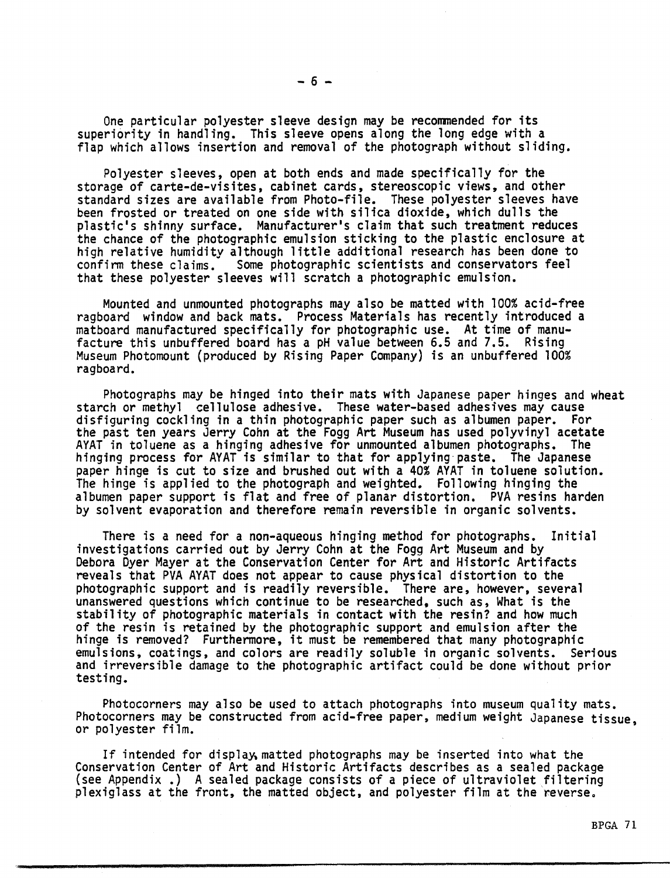One particular polyester sleeve design may be recommended for its superiority in handling. This sleeve opens along the long edge with a flap which allows insertion and removal of the photograph without sliding.

Polyester sleeves, open at both ends and made specifically for the storage of carte-de-visites, cabinet cards, stereoscopic views, and other standard sizes are available from Photo-file. These polyester sleeves have been frosted or treated on one side with silica dioxide, which dulls the plastic's shinny surface. Manufacturer's claim that such treatment reduces the chance of the photographic emulsion sticking to the plastic enclosure at high relative humidity although little additional research has been done to confirm these claims. Some photographic scientists and conservators feel that these polyester sleeves will scratch a photographic emulsion.

Mounted and unmounted photographs may also be matted with 100% acid-free ragboard window and back mats. Process Materials has recently introduced a matboard manufactured specifically for photographic use. At time of manufacture this unbuffered board has a pH value between 6.5 and 7.5. Rising Museum Photomount (produced by Rising Paper Company) is an unbuffered 100% ragboard.

Photographs may be hinged into their mats with Japanese paper hinges and wheat starch or methyl cellulose adhesive. These water-based adhesives may cause disfiguring cockling in a thin photographic paper such as albumen paper. For the past ten years Jerry Cohn at the Fogg Art Museum has used polyvinyl acetate AYAT in toluene as a hinging adhesive for unmounted albumen photographs. The hinging process for AYAT is similar to that for applying paste. The Japanese paper hinge is cut to size and brushed out with a 40% AYAT in toluene solution. The hinge is applied to the photograph and weighted. Following hinging the albumen paper support is flat and free of planar distortion. PVA resins harden by solvent evaporation and therefore remain reversible in organic solvents.

There is a need for a non-aqueous hinging method for photographs. Initial investigations carried out by Jerry Cohn at the Fogg Art Museum and by Debora Dyer Mayer at the Conservation Center for Art and Historic Artifacts reveals that PVA AYAT does not appear to cause physical distortion to the photographic support and is readily reversible. There are, however, several unanswered questions which continue to be researched, such as, What is the stability of photographic materials in contact with the resin? and how much of the resin is retained by the photographic support and emulsion after the hinge is removed? Furthermore, it must be remembered that many photographic emulsions, coatings, and colors are readily soluble in organic solvents. Serious and irreversible damage to the photographic artifact could be done without prior testing.

Photocorners may also be used to attach photographs into museum quality mats. Photocorners may be constructed from acid-free paper, medium weight Japanese tissue, or polyester film.

If intended for display, matted photographs may be inserted into what the Conservation Center of Art and Historic Artifacts describes as a sealed package (see Appendix .) A sealed package consists of a piece of ultraviolet filtering plexiglass at the front, the matted object, and polyester film at the reverse.

BPGA 71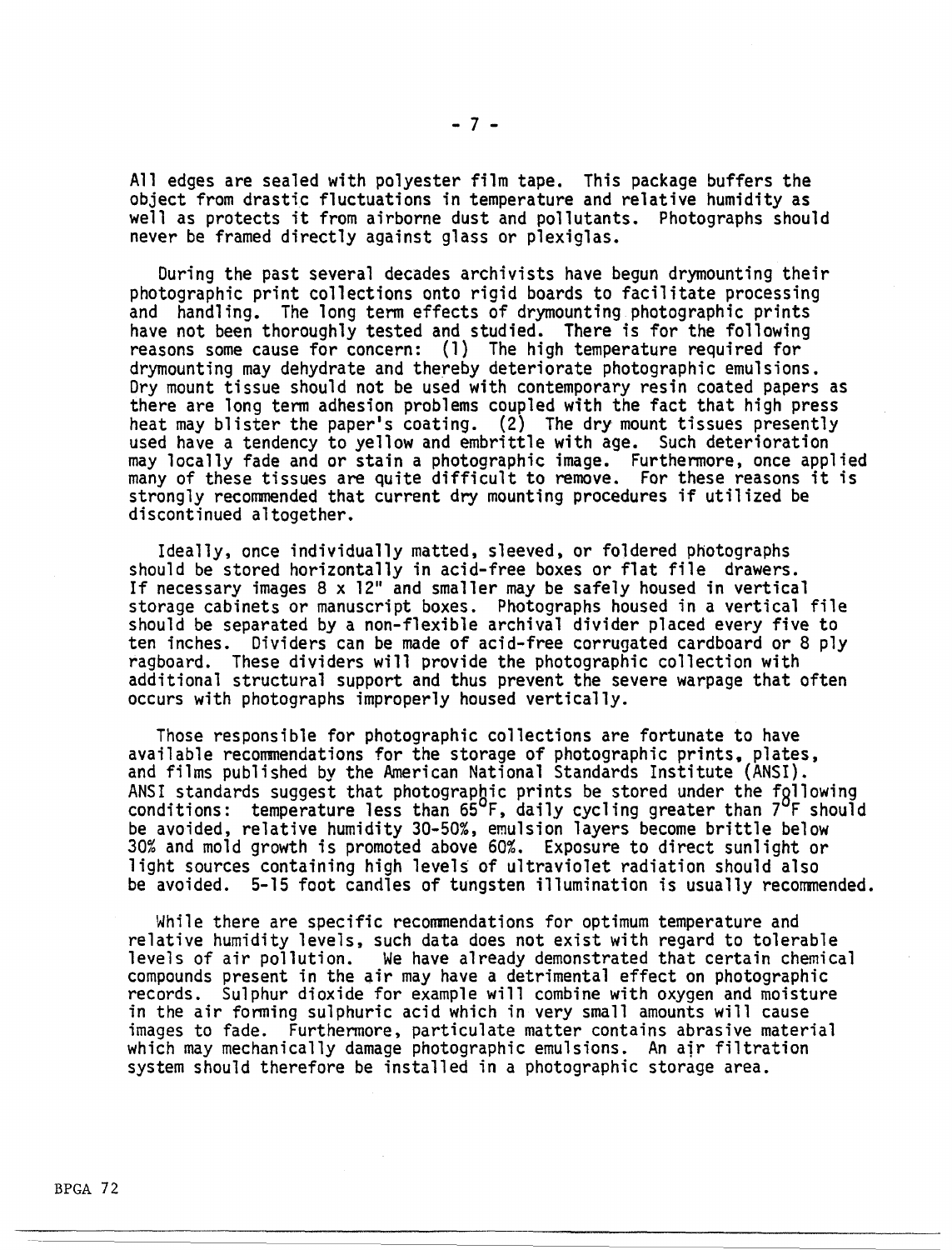All edges are sealed with polyester film tape. This package buffers the object from drastic fluctuations in temperature and relative humidity as well as protects it from airborne dust and pollutants. Photographs should never be framed directly against glass or plexiglas.

During the past several decades archivists have begun drymounting their photographic print collections onto rigid boards to facilitate processing and handling. The long term effects of drymounting photographic prints have not been thoroughly tested and studied. There is for the following reasons some cause for concern: (1) The high temperature required for drymounting may dehydrate and thereby deteriorate photographic emulsions. Dry mount tissue should not be used with contemporary resin coated papers as there are long term adhesion problems coupled with the fact that high press heat may blister the paper's coating. (2) The dry mount tissues presently used have a tendency to yellow and embrittle with age. Such deterioration may locally fade and or stain a photographic image. Furthermore, once applied many of these tissues are quite difficult to remove. For these reasons it is strongly recommended that current dry mounting procedures if utilized be discontinued altogether.

Ideally, once individually matted, sleeved, or foldered photographs should be stored horizontally in acid-free boxes or flat file drawers. If necessary images 8 x 12" and smaller may be safely housed in vertical storage cabinets or manuscript boxes. Photographs housed in a vertical file should be separated by a non-flexible archival divider placed every five to ten inches. Dividers can be made of acid-free corrugated cardboard or 8 ply ragboard. These dividers will provide the photographic collection with additional structural support and thus prevent the severe warpage that often occurs with photographs improperly housed vertically.

Those responsible for photographic collections are fortunate to have available recommendations for the storage of photographic prints, plates, and films published by the American National Standards Institute (ANSI). ANSI standards suggest that photographic prints be stored under the following conditions: temperature less than 65°F, daily cycling greater than 7°F should be avoided, relative humidity 30-50%, emulsion layers become brittle below 30% and mold growth is promoted above 60%. Exposure to direct sunlight or light sources containing high levels of ultraviolet radiation should also be avoided. 5-15 foot candles of tungsten illumination is usually recommended.

While there are specific recommendations for optimum temperature and relative humidity levels, such data does not exist with regard to tolerable levels of air pollution. We have already demonstrated that certain chemical compounds present in the air may have a detrimental effect on photographic records. Sulphur dioxide for example will combine with oxygen and moisture in the air forming sulphuric acid which in very small amounts will cause images to fade. Furthermore, particulate matter contains abrasive material which may mechanically damage photographic emulsions. An air filtration system should therefore be installed in a photographic storage area.

BPGA 72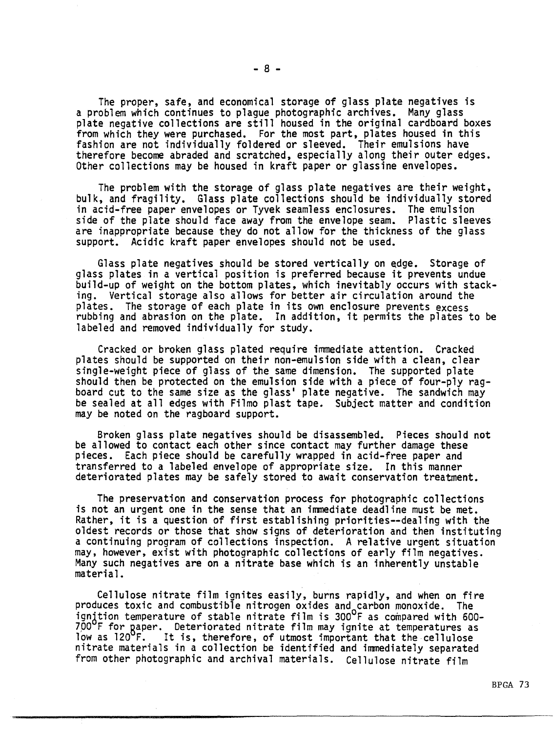The proper, safe, and economical storage of glass plate negatives is a problem which continues to plague photographic archives. Many glass plate negative collections are still housed in the original cardboard boxes from which they were purchased. For the most part, plates housed in this fashion are not individually foldered or sleeved. Their emulsions have therefore become abraded and scratched, especially along their outer edges. Other collections may be housed in kraft paper or glassine envelopes.

The problem with the storage of glass plate negatives are their weight, bulk, and fragility. Glass plate collections should be individually stored in acid-free paper envelopes or Tyvek seamless enclosures. The emulsion side of the plate should face away from the envelope seam. Plastic sleeves are inappropriate because they do not allow for the thickness of the glass support. Acidic kraft paper envelopes should not be used.

Glass plate negatives should be stored vertically on edge. Storage of glass plates in a vertical position is preferred because it prevents undue build-up of weight on the bottom plates, which inevitably occurs with stacking. Vertical storage also allows for better air circulation around the plates. The storage of each plate in its own enclosure prevents excess rubbing and abrasion on the plate. In addition, it permits the plates to be labeled and removed individually for study.

Cracked or broken glass plated require immediate attention. Cracked plates should be supported on their non-emulsion side with a clean, clear single-weight piece of glass of the same dimension. The supported plate should then be protected on the emulsion side with a piece of four-ply ragboard cut to the same size as the glass' plate negative. The sandwich may be sealed at all edges with Filmo plast tape. Subject matter and condition may be noted on the ragboard support.

Broken glass plate negatives should be disassembled. Pieces should not be allowed to contact each other since contact may further damage these pieces. Each piece should be carefully wrapped in acid-free paper and transferred to a labeled envelope of appropriate size. In this manner deteriorated plates may be safely stored to await conservation treatment.

The preservation and conservation process for photographic collections is not an urgent one in the sense that an immediate deadline must be met. Rather, it is a question of first establishing priorities--dealing with the oldest records or those that show signs of deterioration and then instituting a continuing program of collections inspection. A relative urgent situation may, however, exist with photographic collections of early film negatives. Many such negatives are on a nitrate base which is an inherently unstable material.

Cellulose nitrate film ignites easily, burns rapidly, and when on fire produces toxic and combustible nitrogen oxides and carbon monoxide. The ignition temperature of stable nitrate film is 300°F as compared with 600-700°F for paper. Deteriorated nitrate film may ignite at temperatures as low as 120°F. It is, therefore, of utmost important that the cellulose nitrate materials in a collection be identified and immediately separated from other photographic and archival materials. Cellulose nitrate film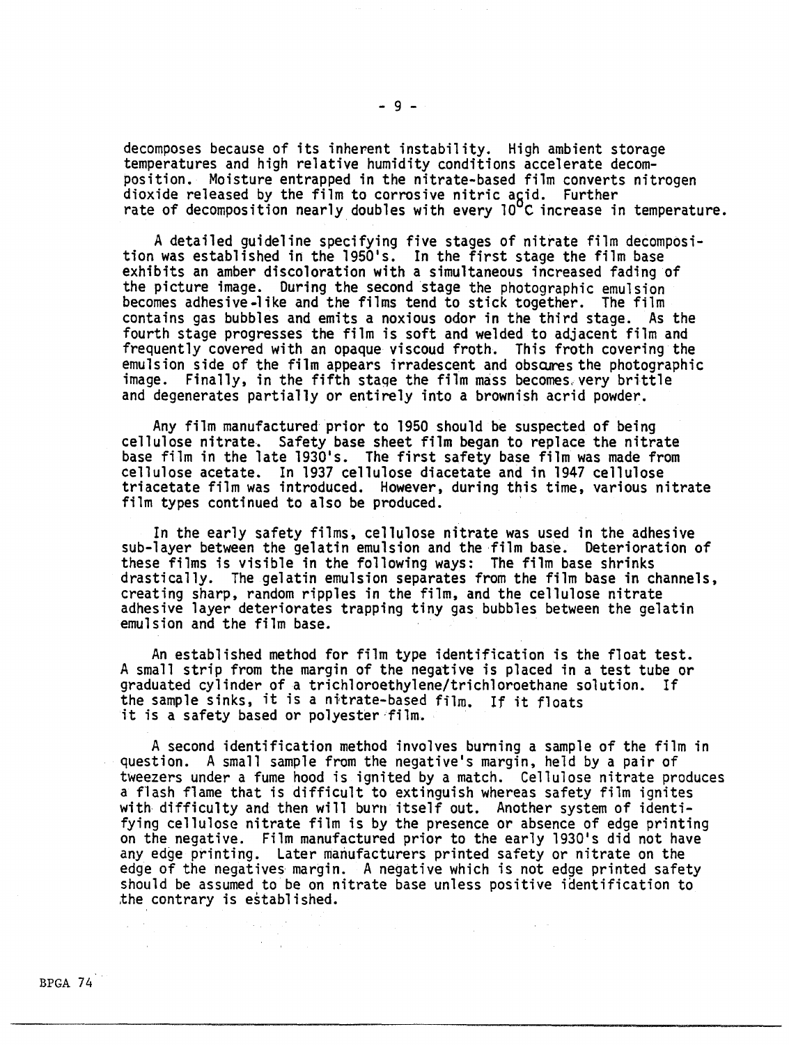decomposes because of its inherent instability. High ambient storage temperatures and high relative humidity conditions accelerate decomposition. Moisture entrapped in the nitrate-based film converts nitrogen dioxide released by the film to corrosive nitric acid. Further rate of decomposition nearly doubles with every 10°C increase in temperature.

A detailed guideline specifying five stages of nitrate film decomposition was established in the 1950's. In the first stage the film base exhibits an amber discoloration with a simultaneous increased fading of the picture image. During the second stage the photographic emulsion becomes adhesive-like and the films tend to stick together. The film contains gas bubbles and emits a noxious odor in the third stage. As the fourth stage progresses the film is soft and welded to adjacent film and frequently covered with an opaque viscoud froth. This froth covering the emulsion side of the film appears irradescent and obscures the photographic image. Finally, in the fifth stage the film mass becomes very brittle and degenerates partially or entirely into a brownish acrid powder.

Any film manufactured prior to 1950 should be suspected of being cellulose nitrate. Safety base sheet film began to replace the nitrate base film in the late 1930's. The first safety base film was made from cellulose acetate. In 1937 cellulose diacetate and in 1947 cellulose triacetate film was introduced. However, during this time, various nitrate film types continued to also be produced.

In the early safety films, cellulose nitrate was used in the adhesive sub-layer between the gelatin emulsion and the film base. Deterioration of these films is visible in the following ways: The film base shrinks drastically. The gelatin emulsion separates from the film base in channels, creating sharp, random ripples in the film, and the cellulose nitrate adhesive layer deteriorates trapping tiny gas bubbles between the gelatin emulsion and the film base.

An established method for film type identification is the float test. A small strip from the margin of the negative is placed in a test tube or graduated cylinder of a trichloroethylene/trichloroethane solution. If the sample sinks, it is a nitrate-based film. If it floats it is a safety based or polyester film.

A second identification method involves burning a sample of the film in question. A small sample from the negative's margin, held by a pair of tweezers under a fume hood is ignited by a match. Cellulose nitrate produces a flash flame that is difficult to extinguish whereas safety film ignites with difficulty and then will burn itself out. Another system of identifying cellulose nitrate film is by the presence or absence of edge printing on the negative. Film manufactured prior to the early 1930's did not have any edge printing. Later manufacturers printed safety or nitrate on the edge of the negatives margin. A negative which is not edge printed safety should be assumed to be on nitrate base unless positive identification to the contrary is established.

BPGA 74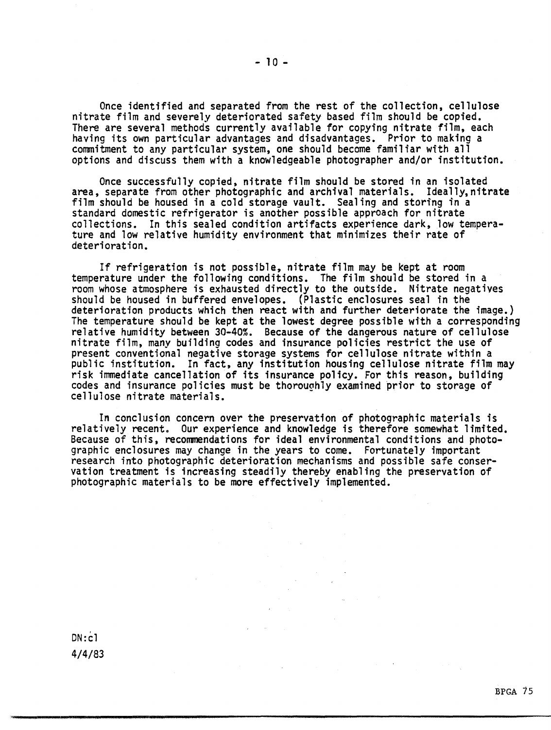Once identified and separated from the rest of the collection, cellulose nitrate film and severely deteriorated safety based film should be copied. There are several methods currently available for copying nitrate film, each having its own particular advantages and disadvantages. Prior to making a commitment to any particular system, one should become familiar with all options and discuss them with a knowledgeable photographer and/or institution.

Once successfully copied, nitrate film should be stored in an isolated area, separate from other photographic and archival materials. Ideally, nitrate film should be housed in a cold storage vault. Sealing and storing in a standard domestic refrigerator is another possible approach for nitrate collections. In this sealed condition artifacts experience dark, low temperature and low relative humidity environment that minimizes their rate of deterioration.

If refrigeration is not possible, nitrate film may be kept at room temperature under the following conditions. The film should be stored in a room whose atmosphere is exhausted directly to the outside. Nitrate negatives should be housed in buffered envelopes. (Plastic enclosures seal in the deterioration products which then react with and further deteriorate the image.) The temperature should be kept at the lowest degree possible with a corresponding relative humidity between 30-40%. Because of the dangerous nature of cellulose nitrate film, many building codes and insurance policies restrict the use of present conventional negative storage systems for cellulose nitrate within a public institution. In fact, any institution housing cellulose nitrate film may risk immediate cancellation of its insurance policy. For this reason, building codes and insurance policies must be thoroughly examined prior to storage of cellulose nitrate materials.

In conclusion concern over the preservation of photographic materials is relatively recent. Our experience and knowledge is therefore somewhat limited. Because of this, recommendations for ideal environmental conditions and photographic enclosures may change in the years to come. Fortunately important research into photographic deterioration mechanisms and possible safe conservation treatment is increasing steadily thereby enabling the preservation of photographic materials to be more effectively implemented.

DN:cl
4/4/83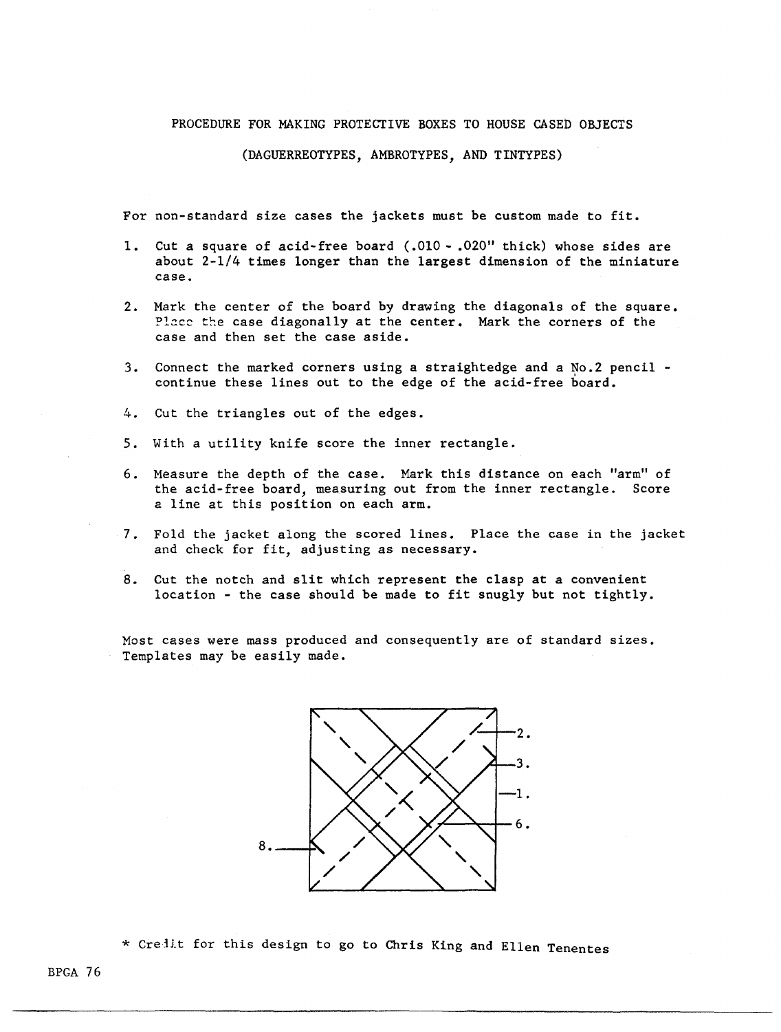# PROCEDURE FOR MAKING PROTECTIVE BOXES TO HOUSE CASED OBJECTS

## (DAGUERREOTYPES, AMBROTYPES, AND TINTYPES)

For non-standard size cases the jackets must be custom made to fit.

1. Cut a square of acid-free board (.010 - .020" thick) whose sides are about 2-1/4 times longer than the largest dimension of the miniature case.

2. Mark the center of the board by drawing the diagonals of the square. Place the case diagonally at the center. Mark the corners of the case and then set the case aside.

3. Connect the marked corners using a straightedge and a No.2 pencil - continue these lines out to the edge of the acid-free board.

4. Cut the triangles out of the edges.

5. With a utility knife score the inner rectangle.

6. Measure the depth of the case. Mark this distance on each "arm" of the acid-free board, measuring out from the inner rectangle. Score a line at this position on each arm.

7. Fold the jacket along the scored lines. Place the case in the jacket and check for fit, adjusting as necessary.

8. Cut the notch and slit which represent the clasp at a convenient location - the case should be made to fit snugly but not tightly.

Most cases were mass produced and consequently are of standard sizes. Templates may be easily made.

2.

3.

1.

6.

8.

* Credit for this design to go to Chris King and Ellen Tenentes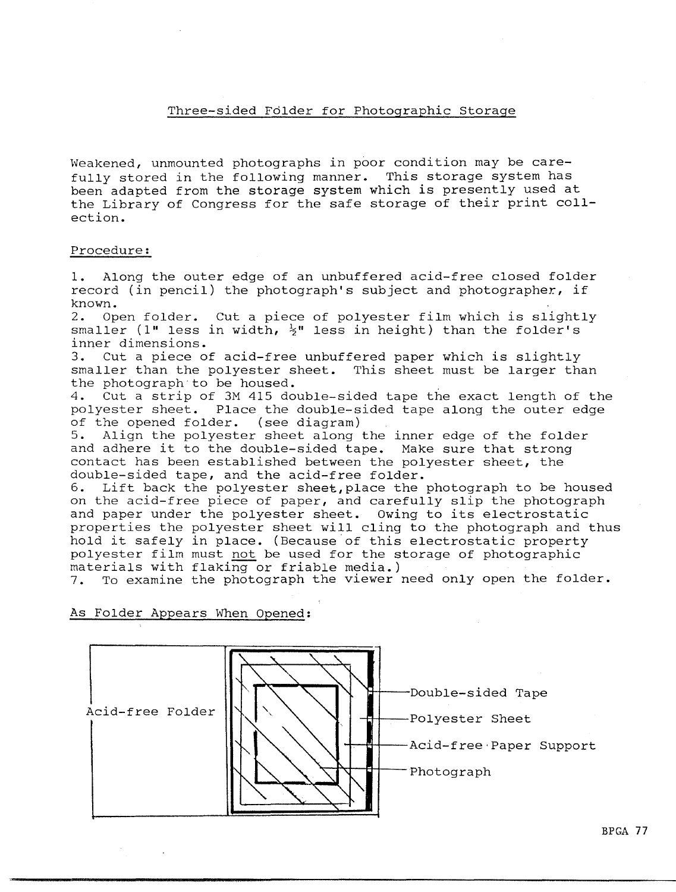## Three-sided Folder for Photographic Storage

Weakened, unmounted photographs in poor condition may be carefully stored in the following manner. This storage system has been adapted from the storage system which is presently used at the Library of Congress for the safe storage of their print collection.

Procedure:

1. Along the outer edge of an unbuffered acid-free closed folder record (in pencil) the photograph's subject and photographer, if known.
2. Open folder. Cut a piece of polyester film which is slightly smaller (1" less in width, ½" less in height) than the folder's inner dimensions.
3. Cut a piece of acid-free unbuffered paper which is slightly smaller than the polyester sheet. This sheet must be larger than the photograph to be housed.
4. Cut a strip of 3M 415 double-sided tape the exact length of the polyester sheet. Place the double-sided tape along the outer edge of the opened folder. (see diagram)
5. Align the polyester sheet along the inner edge of the folder and adhere it to the double-sided tape. Make sure that strong contact has been established between the polyester sheet, the double-sided tape, and the acid-free folder.
6. Lift back the polyester sheet, place the photograph to be housed on the acid-free piece of paper, and carefully slip the photograph and paper under the polyester sheet. Owing to its electrostatic properties the polyester sheet will cling to the photograph and thus hold it safely in place. (Because of this electrostatic property polyester film must not be used for the storage of photographic materials with flaking or friable media.)
7. To examine the photograph the viewer need only open the folder.

As Folder Appears When Opened:

Acid-free Folder

Double-sided Tape

Polyester Sheet

Acid-free Paper Support

Photograph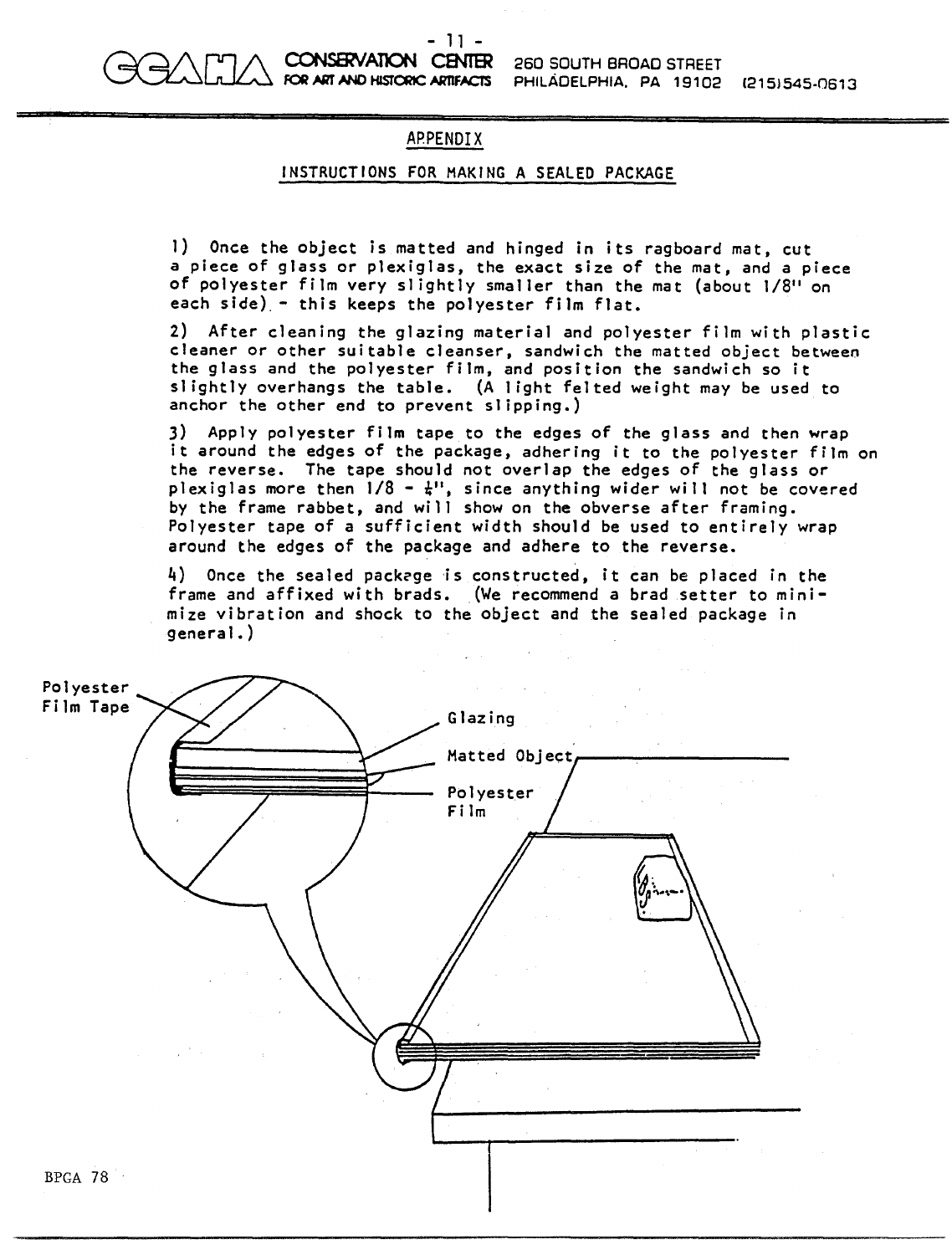## APPENDIX

### INSTRUCTIONS FOR MAKING A SEALED PACKAGE

1) Once the object is matted and hinged in its ragboard mat, cut a piece of glass or plexiglas, the exact size of the mat, and a piece of polyester film very slightly smaller than the mat (about 1/8" on each side) - this keeps the polyester film flat.

2) After cleaning the glazing material and polyester film with plastic cleaner or other suitable cleanser, sandwich the matted object between the glass and the polyester film, and position the sandwich so it slightly overhangs the table. (A light felted weight may be used to anchor the other end to prevent slipping.)

3) Apply polyester film tape to the edges of the glass and then wrap it around the edges of the package, adhering it to the polyester film on the reverse. The tape should not overlap the edges of the glass or plexiglas more then 1/8 - ¼", since anything wider will not be covered by the frame rabbet, and will show on the obverse after framing. Polyester tape of a sufficient width should be used to entirely wrap around the edges of the package and adhere to the reverse.

4) Once the sealed package is constructed, it can be placed in the frame and affixed with brads. (We recommend a brad setter to minimize vibration and shock to the object and the sealed package in general.)

Polyester Film Tape

Glazing

Matted Object

Polyester Film

BPGA 78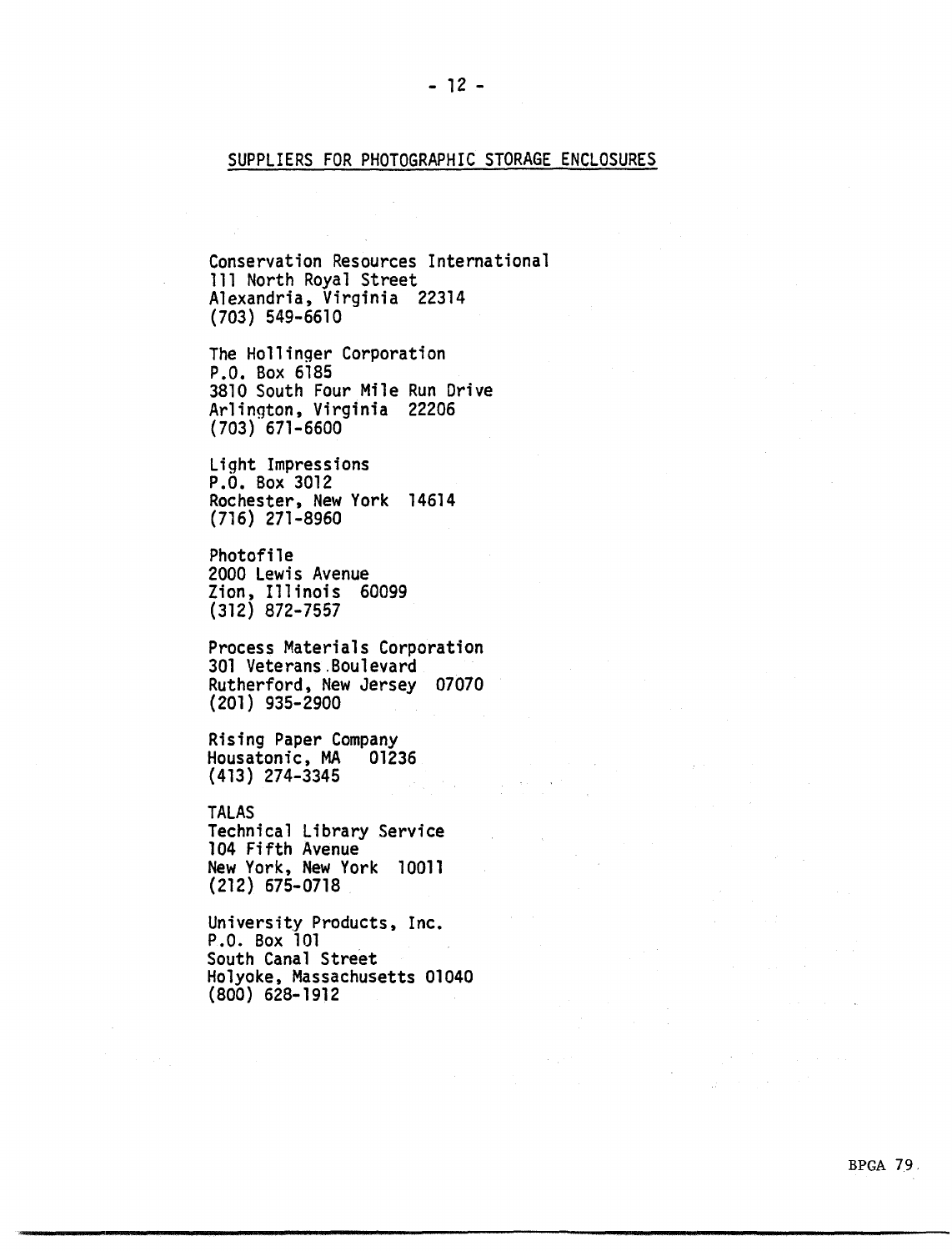## SUPPLIERS FOR PHOTOGRAPHIC STORAGE ENCLOSURES

Conservation Resources International
111 North Royal Street
Alexandria, Virginia 22314
(703) 549-6610

The Hollinger Corporation
P.O. Box 6185
3810 South Four Mile Run Drive
Arlington, Virginia 22206
(703) 671-6600

Light Impressions
P.O. Box 3012
Rochester, New York 14614
(716) 271-8960

Photofile
2000 Lewis Avenue
Zion, Illinois 60099
(312) 872-7557

Process Materials Corporation
301 Veterans Boulevard
Rutherford, New Jersey 07070
(201) 935-2900

Rising Paper Company
Housatonic, MA 01236
(413) 274-3345

TALAS
Technical Library Service
104 Fifth Avenue
New York, New York 10011
(212) 675-0718

University Products, Inc.
P.O. Box 101
South Canal Street
Holyoke, Massachusetts 01040
(800) 628-1912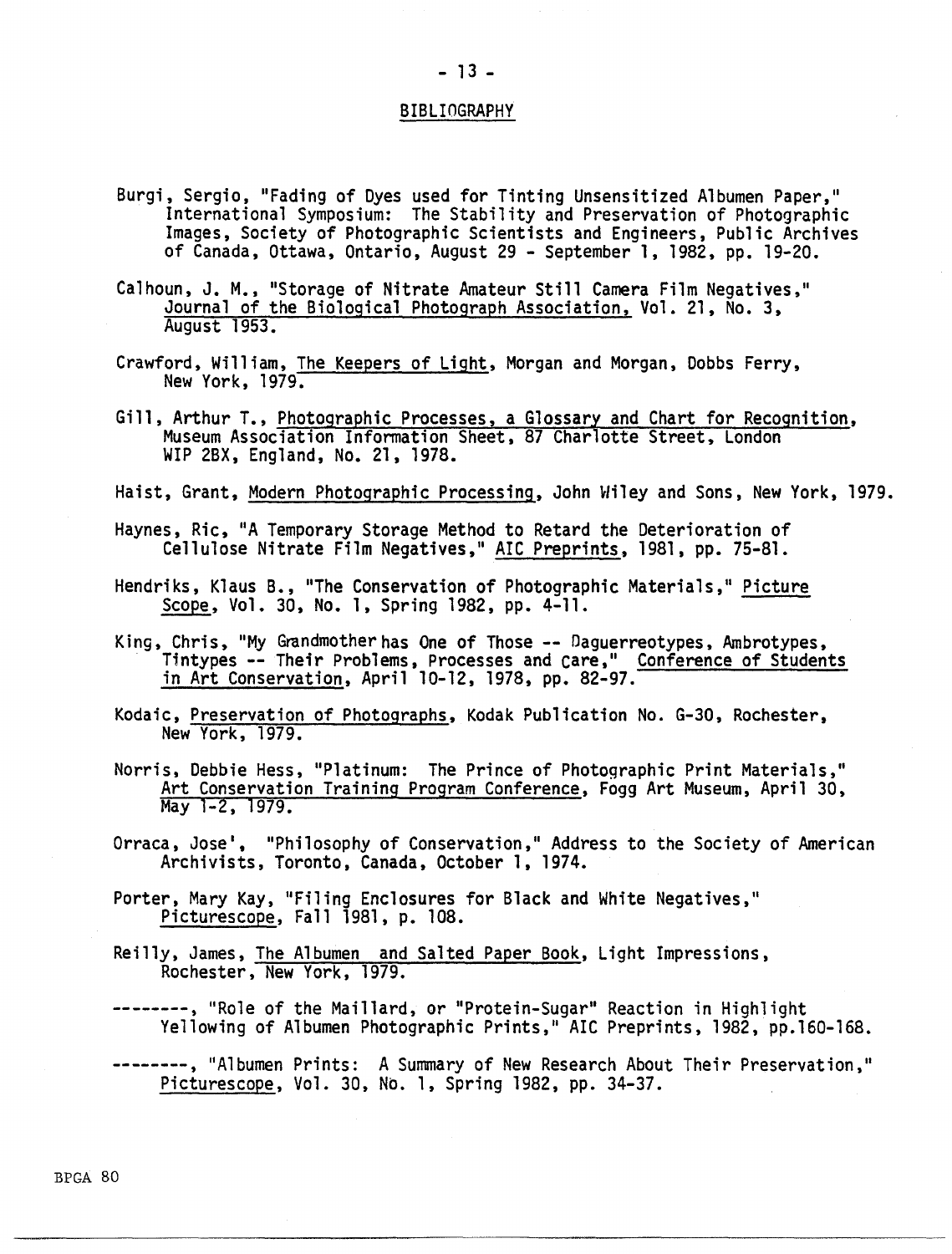## BIBLIOGRAPHY

Burgi, Sergio, "Fading of Dyes used for Tinting Unsensitized Albumen Paper," International Symposium: The Stability and Preservation of Photographic Images, Society of Photographic Scientists and Engineers, Public Archives of Canada, Ottawa, Ontario, August 29 - September 1, 1982, pp. 19-20.

Calhoun, J. M., "Storage of Nitrate Amateur Still Camera Film Negatives," Journal of the Biological Photograph Association, Vol. 21, No. 3, August 1953.

Crawford, William, The Keepers of Light, Morgan and Morgan, Dobbs Ferry, New York, 1979.

Gill, Arthur T., Photographic Processes, a Glossary and Chart for Recognition, Museum Association Information Sheet, 87 Charlotte Street, London WIP 2BX, England, No. 21, 1978.

Haist, Grant, Modern Photographic Processing, John Wiley and Sons, New York, 1979.

Haynes, Ric, "A Temporary Storage Method to Retard the Deterioration of Cellulose Nitrate Film Negatives," AIC Preprints, 1981, pp. 75-81.

Hendriks, Klaus B., "The Conservation of Photographic Materials," Picture Scope, Vol. 30, No. 1, Spring 1982, pp. 4-11.

King, Chris, "My Grandmother has One of Those -- Daguerreotypes, Ambrotypes, Tintypes -- Their Problems, Processes and Care," Conference of Students in Art Conservation, April 10-12, 1978, pp. 82-97.

Kodaic, Preservation of Photographs, Kodak Publication No. G-30, Rochester, New York, 1979.

Norris, Debbie Hess, "Platinum: The Prince of Photographic Print Materials," Art Conservation Training Program Conference, Fogg Art Museum, April 30, May 1-2, 1979.

Orraca, Jose', "Philosophy of Conservation," Address to the Society of American Archivists, Toronto, Canada, October 1, 1974.

Porter, Mary Kay, "Filing Enclosures for Black and White Negatives," Picturescope, Fall 1981, p. 108.

Reilly, James, The Albumen and Salted Paper Book, Light Impressions, Rochester, New York, 1979.

--------, "Role of the Maillard, or "Protein-Sugar" Reaction in Highlight Yellowing of Albumen Photographic Prints," AIC Preprints, 1982, pp.160-168.

--------, "Albumen Prints: A Summary of New Research About Their Preservation," Picturescope, Vol. 30, No. 1, Spring 1982, pp. 34-37.

BPGA 80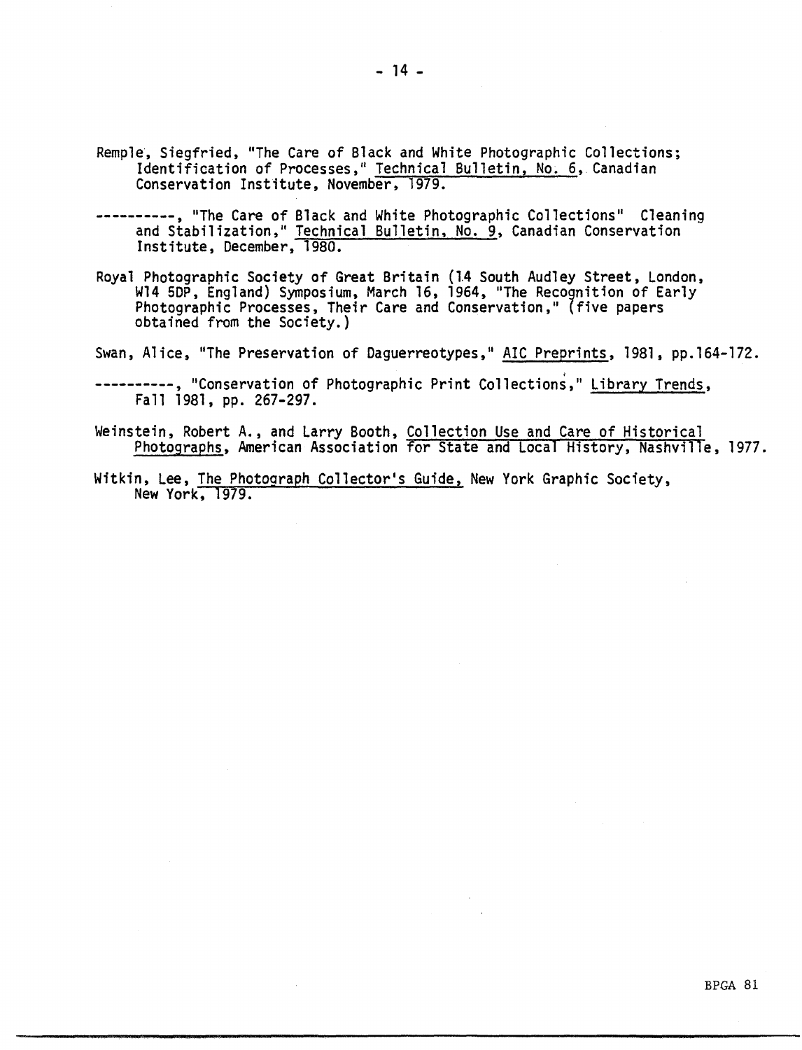Remple, Siegfried, "The Care of Black and White Photographic Collections; Identification of Processes," Technical Bulletin, No. 6, Canadian Conservation Institute, November, 1979.

----------, "The Care of Black and White Photographic Collections" Cleaning and Stabilization," Technical Bulletin, No. 9, Canadian Conservation Institute, December, 1980.

Royal Photographic Society of Great Britain (14 South Audley Street, London, W14 5DP, England) Symposium, March 16, 1964, "The Recognition of Early Photographic Processes, Their Care and Conservation," (five papers obtained from the Society.)

Swan, Alice, "The Preservation of Daguerreotypes," AIC Preprints, 1981, pp.164-172.

----------, "Conservation of Photographic Print Collections," Library Trends, Fall 1981, pp. 267-297.

Weinstein, Robert A., and Larry Booth, Collection Use and Care of Historical Photographs, American Association for State and Local History, Nashville, 1977.

Witkin, Lee, The Photograph Collector's Guide, New York Graphic Society, New York, 1979.

BPGA 81